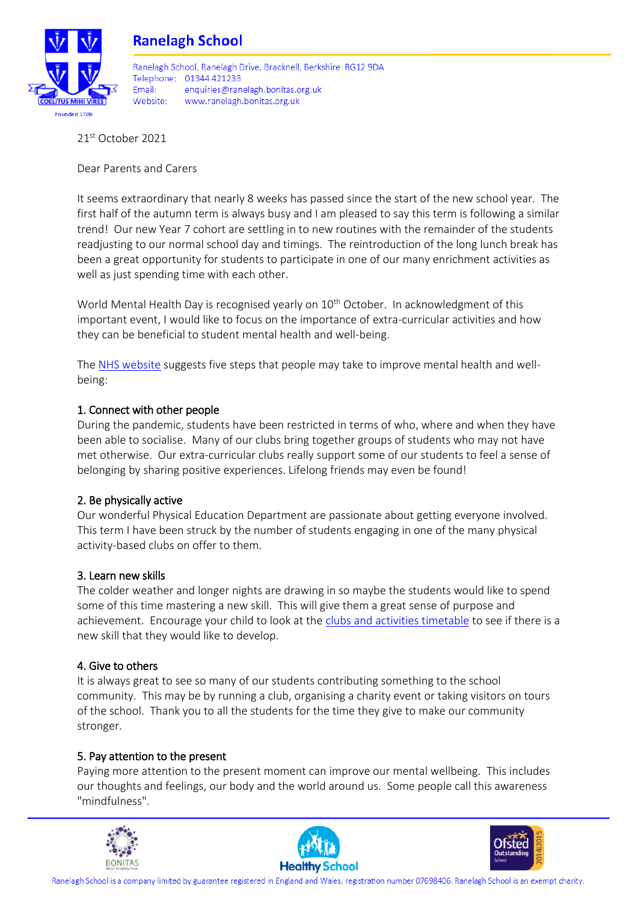# Ranelagh School

Ranelagh School, Ranelagh Drive, Bracknell, Berkshire RG12 9DA
Telephone: 01344 421233
Email: enquiries@ranelagh.bonitas.org.uk
Website: www.ranelagh.bonitas.org.uk

21st October 2021

Dear Parents and Carers

It seems extraordinary that nearly 8 weeks has passed since the start of the new school year. The first half of the autumn term is always busy and I am pleased to say this term is following a similar trend! Our new Year 7 cohort are settling in to new routines with the remainder of the students readjusting to our normal school day and timings. The reintroduction of the long lunch break has been a great opportunity for students to participate in one of our many enrichment activities as well as just spending time with each other.

World Mental Health Day is recognised yearly on 10th October. In acknowledgment of this important event, I would like to focus on the importance of extra-curricular activities and how they can be beneficial to student mental health and well-being.

The NHS website suggests five steps that people may take to improve mental health and well-being:

**1. Connect with other people**

During the pandemic, students have been restricted in terms of who, where and when they have been able to socialise. Many of our clubs bring together groups of students who may not have met otherwise. Our extra-curricular clubs really support some of our students to feel a sense of belonging by sharing positive experiences. Lifelong friends may even be found!

**2. Be physically active**

Our wonderful Physical Education Department are passionate about getting everyone involved. This term I have been struck by the number of students engaging in one of the many physical activity-based clubs on offer to them.

**3. Learn new skills**

The colder weather and longer nights are drawing in so maybe the students would like to spend some of this time mastering a new skill. This will give them a great sense of purpose and achievement. Encourage your child to look at the clubs and activities timetable to see if there is a new skill that they would like to develop.

**4. Give to others**

It is always great to see so many of our students contributing something to the school community. This may be by running a club, organising a charity event or taking visitors on tours of the school. Thank you to all the students for the time they give to make our community stronger.

**5. Pay attention to the present**

Paying more attention to the present moment can improve our mental wellbeing. This includes our thoughts and feelings, our body and the world around us. Some people call this awareness "mindfulness".

Ranelagh School is a company limited by guarantee registered in England and Wales, registration number 07698406. Ranelagh School is an exempt charity.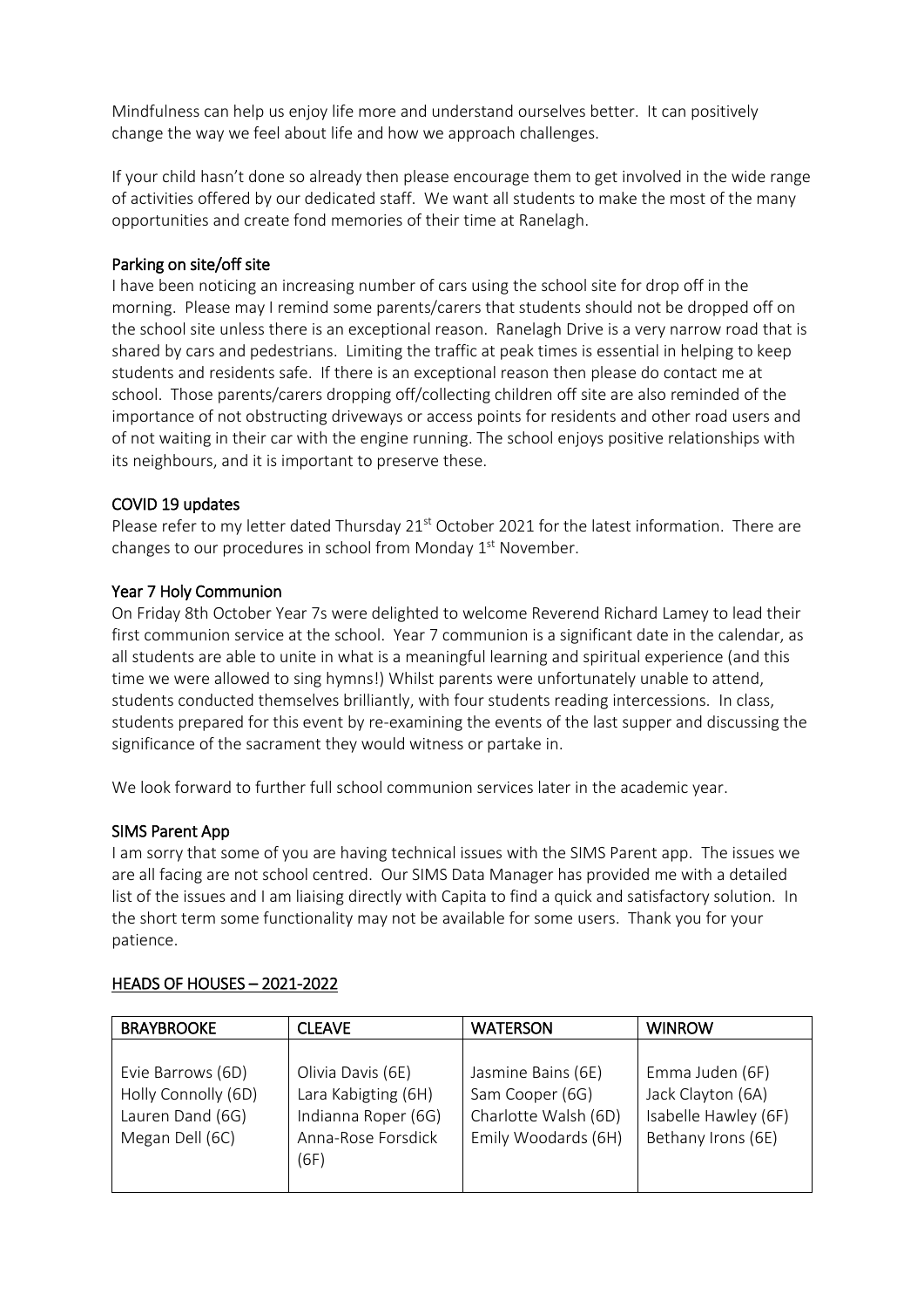Mindfulness can help us enjoy life more and understand ourselves better. It can positively change the way we feel about life and how we approach challenges.

If your child hasn't done so already then please encourage them to get involved in the wide range of activities offered by our dedicated staff. We want all students to make the most of the many opportunities and create fond memories of their time at Ranelagh.

## Parking on site/off site

I have been noticing an increasing number of cars using the school site for drop off in the morning. Please may I remind some parents/carers that students should not be dropped off on the school site unless there is an exceptional reason. Ranelagh Drive is a very narrow road that is shared by cars and pedestrians. Limiting the traffic at peak times is essential in helping to keep students and residents safe. If there is an exceptional reason then please do contact me at school. Those parents/carers dropping off/collecting children off site are also reminded of the importance of not obstructing driveways or access points for residents and other road users and of not waiting in their car with the engine running. The school enjoys positive relationships with its neighbours, and it is important to preserve these.

## COVID 19 updates

Please refer to my letter dated Thursday 21st October 2021 for the latest information. There are changes to our procedures in school from Monday 1st November.

## Year 7 Holy Communion

On Friday 8th October Year 7s were delighted to welcome Reverend Richard Lamey to lead their first communion service at the school. Year 7 communion is a significant date in the calendar, as all students are able to unite in what is a meaningful learning and spiritual experience (and this time we were allowed to sing hymns!) Whilst parents were unfortunately unable to attend, students conducted themselves brilliantly, with four students reading intercessions. In class, students prepared for this event by re-examining the events of the last supper and discussing the significance of the sacrament they would witness or partake in.

We look forward to further full school communion services later in the academic year.

## SIMS Parent App

I am sorry that some of you are having technical issues with the SIMS Parent app. The issues we are all facing are not school centred. Our SIMS Data Manager has provided me with a detailed list of the issues and I am liaising directly with Capita to find a quick and satisfactory solution. In the short term some functionality may not be available for some users. Thank you for your patience.

## HEADS OF HOUSES – 2021-2022

| BRAYBROOKE | CLEAVE | WATERSON | WINROW |
|---|---|---|---|
| Evie Barrows (6D) | Olivia Davis (6E) | Jasmine Bains (6E) | Emma Juden (6F) |
| Holly Connolly (6D) | Lara Kabigting (6H) | Sam Cooper (6G) | Jack Clayton (6A) |
| Lauren Dand (6G) | Indianna Roper (6G) | Charlotte Walsh (6D) | Isabelle Hawley (6F) |
| Megan Dell (6C) | Anna-Rose Forsdick (6F) | Emily Woodards (6H) | Bethany Irons (6E) |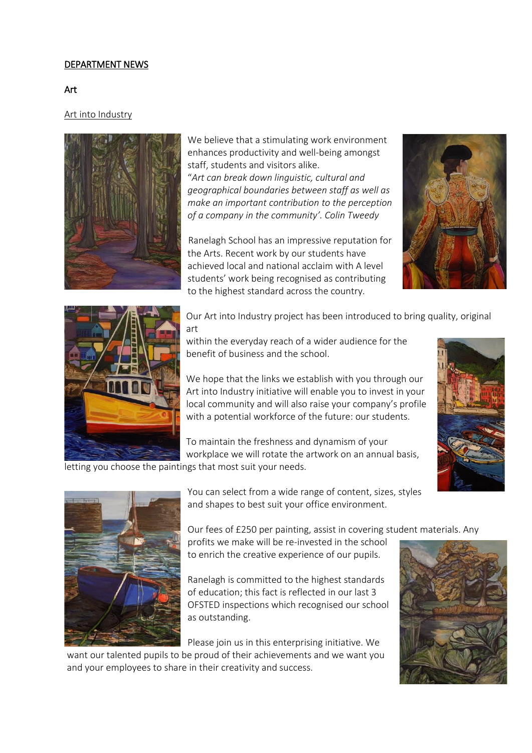## DEPARTMENT NEWS

### Art

#### Art into Industry

We believe that a stimulating work environment enhances productivity and well-being amongst staff, students and visitors alike.

"*Art can break down linguistic, cultural and geographical boundaries between staff as well as make an important contribution to the perception of a company in the community'. Colin Tweedy*

Ranelagh School has an impressive reputation for the Arts. Recent work by our students have achieved local and national acclaim with A level students' work being recognised as contributing to the highest standard across the country.

Our Art into Industry project has been introduced to bring quality, original art within the everyday reach of a wider audience for the benefit of business and the school.

We hope that the links we establish with you through our Art into Industry initiative will enable you to invest in your local community and will also raise your company's profile with a potential workforce of the future: our students.

To maintain the freshness and dynamism of your workplace we will rotate the artwork on an annual basis, letting you choose the paintings that most suit your needs.

You can select from a wide range of content, sizes, styles and shapes to best suit your office environment.

Our fees of £250 per painting, assist in covering student materials. Any profits we make will be re-invested in the school to enrich the creative experience of our pupils.

Ranelagh is committed to the highest standards of education; this fact is reflected in our last 3 OFSTED inspections which recognised our school as outstanding.

Please join us in this enterprising initiative. We want our talented pupils to be proud of their achievements and we want you and your employees to share in their creativity and success.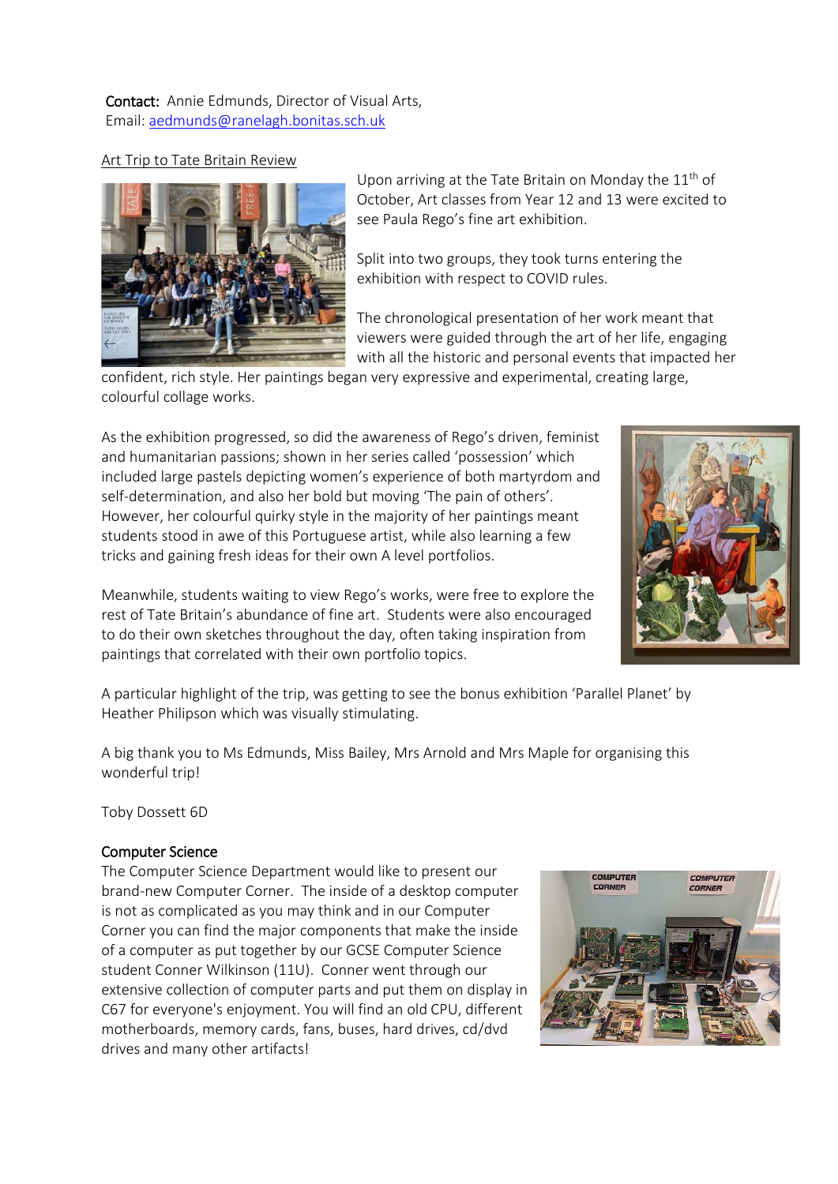**Contact:** Annie Edmunds, Director of Visual Arts,
Email: aedmunds@ranelagh.bonitas.sch.uk

## Art Trip to Tate Britain Review

Upon arriving at the Tate Britain on Monday the 11th of October, Art classes from Year 12 and 13 were excited to see Paula Rego's fine art exhibition.

Split into two groups, they took turns entering the exhibition with respect to COVID rules.

The chronological presentation of her work meant that viewers were guided through the art of her life, engaging with all the historic and personal events that impacted her confident, rich style. Her paintings began very expressive and experimental, creating large, colourful collage works.

As the exhibition progressed, so did the awareness of Rego's driven, feminist and humanitarian passions; shown in her series called 'possession' which included large pastels depicting women's experience of both martyrdom and self-determination, and also her bold but moving 'The pain of others'. However, her colourful quirky style in the majority of her paintings meant students stood in awe of this Portuguese artist, while also learning a few tricks and gaining fresh ideas for their own A level portfolios.

Meanwhile, students waiting to view Rego's works, were free to explore the rest of Tate Britain's abundance of fine art. Students were also encouraged to do their own sketches throughout the day, often taking inspiration from paintings that correlated with their own portfolio topics.

A particular highlight of the trip, was getting to see the bonus exhibition 'Parallel Planet' by Heather Philipson which was visually stimulating.

A big thank you to Ms Edmunds, Miss Bailey, Mrs Arnold and Mrs Maple for organising this wonderful trip!

Toby Dossett 6D

## Computer Science

The Computer Science Department would like to present our brand-new Computer Corner. The inside of a desktop computer is not as complicated as you may think and in our Computer Corner you can find the major components that make the inside of a computer as put together by our GCSE Computer Science student Conner Wilkinson (11U). Conner went through our extensive collection of computer parts and put them on display in C67 for everyone's enjoyment. You will find an old CPU, different motherboards, memory cards, fans, buses, hard drives, cd/dvd drives and many other artifacts!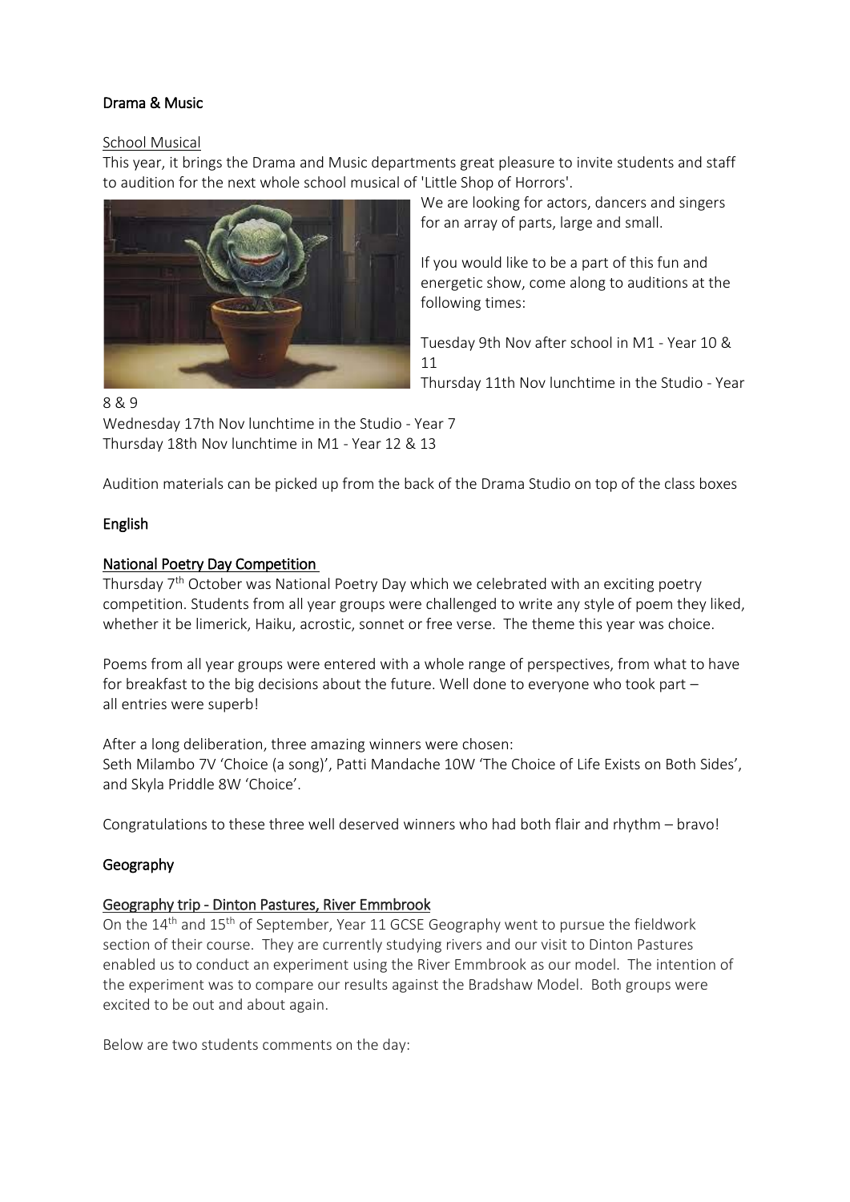## Drama & Music

### School Musical

This year, it brings the Drama and Music departments great pleasure to invite students and staff to audition for the next whole school musical of 'Little Shop of Horrors'.

We are looking for actors, dancers and singers for an array of parts, large and small.

If you would like to be a part of this fun and energetic show, come along to auditions at the following times:

Tuesday 9th Nov after school in M1 - Year 10 & 11
Thursday 11th Nov lunchtime in the Studio - Year 8 & 9
Wednesday 17th Nov lunchtime in the Studio - Year 7
Thursday 18th Nov lunchtime in M1 - Year 12 & 13

Audition materials can be picked up from the back of the Drama Studio on top of the class boxes

## English

### National Poetry Day Competition

Thursday 7th October was National Poetry Day which we celebrated with an exciting poetry competition. Students from all year groups were challenged to write any style of poem they liked, whether it be limerick, Haiku, acrostic, sonnet or free verse. The theme this year was choice.

Poems from all year groups were entered with a whole range of perspectives, from what to have for breakfast to the big decisions about the future. Well done to everyone who took part – all entries were superb!

After a long deliberation, three amazing winners were chosen:
Seth Milambo 7V 'Choice (a song)', Patti Mandache 10W 'The Choice of Life Exists on Both Sides', and Skyla Priddle 8W 'Choice'.

Congratulations to these three well deserved winners who had both flair and rhythm – bravo!

## Geography

### Geography trip - Dinton Pastures, River Emmbrook

On the 14th and 15th of September, Year 11 GCSE Geography went to pursue the fieldwork section of their course. They are currently studying rivers and our visit to Dinton Pastures enabled us to conduct an experiment using the River Emmbrook as our model. The intention of the experiment was to compare our results against the Bradshaw Model. Both groups were excited to be out and about again.

Below are two students comments on the day: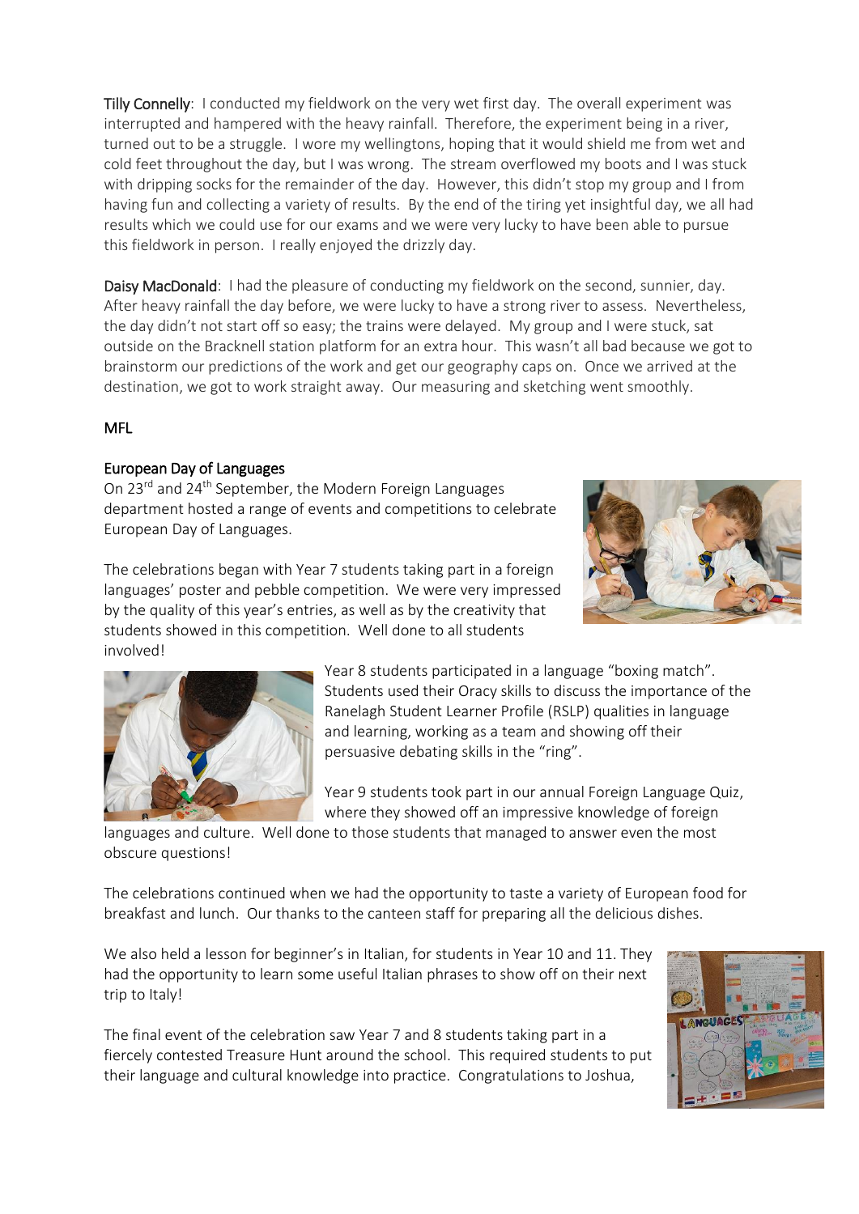**Tilly Connelly**: I conducted my fieldwork on the very wet first day. The overall experiment was interrupted and hampered with the heavy rainfall. Therefore, the experiment being in a river, turned out to be a struggle. I wore my wellingtons, hoping that it would shield me from wet and cold feet throughout the day, but I was wrong. The stream overflowed my boots and I was stuck with dripping socks for the remainder of the day. However, this didn't stop my group and I from having fun and collecting a variety of results. By the end of the tiring yet insightful day, we all had results which we could use for our exams and we were very lucky to have been able to pursue this fieldwork in person. I really enjoyed the drizzly day.

**Daisy MacDonald**: I had the pleasure of conducting my fieldwork on the second, sunnier, day. After heavy rainfall the day before, we were lucky to have a strong river to assess. Nevertheless, the day didn't not start off so easy; the trains were delayed. My group and I were stuck, sat outside on the Bracknell station platform for an extra hour. This wasn't all bad because we got to brainstorm our predictions of the work and get our geography caps on. Once we arrived at the destination, we got to work straight away. Our measuring and sketching went smoothly.

## MFL

### European Day of Languages

On 23rd and 24th September, the Modern Foreign Languages department hosted a range of events and competitions to celebrate European Day of Languages.

The celebrations began with Year 7 students taking part in a foreign languages' poster and pebble competition. We were very impressed by the quality of this year's entries, as well as by the creativity that students showed in this competition. Well done to all students involved!

Year 8 students participated in a language "boxing match". Students used their Oracy skills to discuss the importance of the Ranelagh Student Learner Profile (RSLP) qualities in language and learning, working as a team and showing off their persuasive debating skills in the "ring".

Year 9 students took part in our annual Foreign Language Quiz, where they showed off an impressive knowledge of foreign languages and culture. Well done to those students that managed to answer even the most obscure questions!

The celebrations continued when we had the opportunity to taste a variety of European food for breakfast and lunch. Our thanks to the canteen staff for preparing all the delicious dishes.

We also held a lesson for beginner's in Italian, for students in Year 10 and 11. They had the opportunity to learn some useful Italian phrases to show off on their next trip to Italy!

The final event of the celebration saw Year 7 and 8 students taking part in a fiercely contested Treasure Hunt around the school. This required students to put their language and cultural knowledge into practice. Congratulations to Joshua,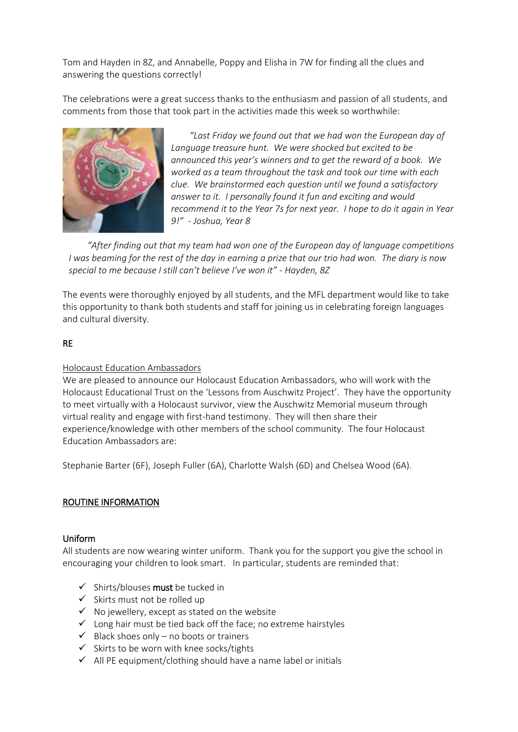Tom and Hayden in 8Z, and Annabelle, Poppy and Elisha in 7W for finding all the clues and answering the questions correctly!

The celebrations were a great success thanks to the enthusiasm and passion of all students, and comments from those that took part in the activities made this week so worthwhile:

*"Last Friday we found out that we had won the European day of Language treasure hunt. We were shocked but excited to be announced this year's winners and to get the reward of a book. We worked as a team throughout the task and took our time with each clue. We brainstormed each question until we found a satisfactory answer to it. I personally found it fun and exciting and would recommend it to the Year 7s for next year. I hope to do it again in Year 9!" - Joshua, Year 8*

*"After finding out that my team had won one of the European day of language competitions I was beaming for the rest of the day in earning a prize that our trio had won. The diary is now special to me because I still can't believe I've won it" - Hayden, 8Z*

The events were thoroughly enjoyed by all students, and the MFL department would like to take this opportunity to thank both students and staff for joining us in celebrating foreign languages and cultural diversity.

## RE

Holocaust Education Ambassadors

We are pleased to announce our Holocaust Education Ambassadors, who will work with the Holocaust Educational Trust on the 'Lessons from Auschwitz Project'. They have the opportunity to meet virtually with a Holocaust survivor, view the Auschwitz Memorial museum through virtual reality and engage with first-hand testimony. They will then share their experience/knowledge with other members of the school community. The four Holocaust Education Ambassadors are:

Stephanie Barter (6F), Joseph Fuller (6A), Charlotte Walsh (6D) and Chelsea Wood (6A).

## ROUTINE INFORMATION

### Uniform

All students are now wearing winter uniform. Thank you for the support you give the school in encouraging your children to look smart. In particular, students are reminded that:

- ✓ Shirts/blouses **must** be tucked in
- ✓ Skirts must not be rolled up
- ✓ No jewellery, except as stated on the website
- ✓ Long hair must be tied back off the face; no extreme hairstyles
- ✓ Black shoes only – no boots or trainers
- ✓ Skirts to be worn with knee socks/tights
- ✓ All PE equipment/clothing should have a name label or initials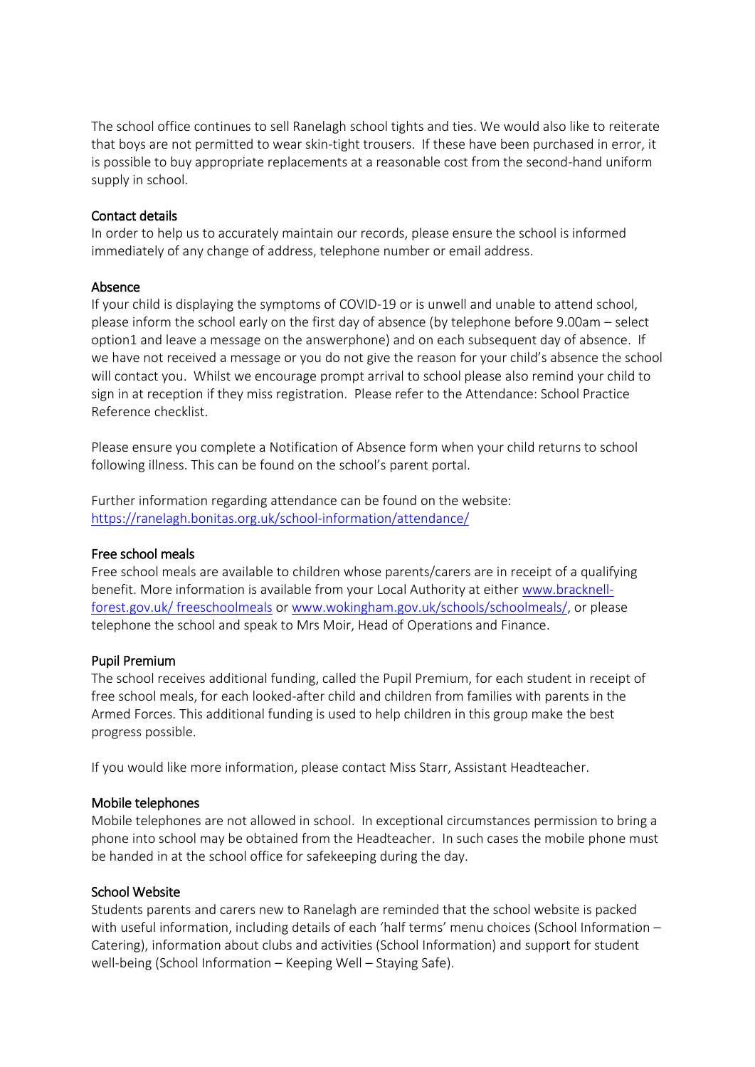The school office continues to sell Ranelagh school tights and ties. We would also like to reiterate that boys are not permitted to wear skin-tight trousers. If these have been purchased in error, it is possible to buy appropriate replacements at a reasonable cost from the second-hand uniform supply in school.

### Contact details

In order to help us to accurately maintain our records, please ensure the school is informed immediately of any change of address, telephone number or email address.

### Absence

If your child is displaying the symptoms of COVID-19 or is unwell and unable to attend school, please inform the school early on the first day of absence (by telephone before 9.00am – select option1 and leave a message on the answerphone) and on each subsequent day of absence. If we have not received a message or you do not give the reason for your child's absence the school will contact you. Whilst we encourage prompt arrival to school please also remind your child to sign in at reception if they miss registration. Please refer to the Attendance: School Practice Reference checklist.

Please ensure you complete a Notification of Absence form when your child returns to school following illness. This can be found on the school's parent portal.

Further information regarding attendance can be found on the website: [https://ranelagh.bonitas.org.uk/school-information/attendance/](https://ranelagh.bonitas.org.uk/school-information/attendance/)

### Free school meals

Free school meals are available to children whose parents/carers are in receipt of a qualifying benefit. More information is available from your Local Authority at either www.bracknell-forest.gov.uk/ freeschoolmeals or www.wokingham.gov.uk/schools/schoolmeals/, or please telephone the school and speak to Mrs Moir, Head of Operations and Finance.

### Pupil Premium

The school receives additional funding, called the Pupil Premium, for each student in receipt of free school meals, for each looked-after child and children from families with parents in the Armed Forces. This additional funding is used to help children in this group make the best progress possible.

If you would like more information, please contact Miss Starr, Assistant Headteacher.

### Mobile telephones

Mobile telephones are not allowed in school. In exceptional circumstances permission to bring a phone into school may be obtained from the Headteacher. In such cases the mobile phone must be handed in at the school office for safekeeping during the day.

### School Website

Students parents and carers new to Ranelagh are reminded that the school website is packed with useful information, including details of each 'half terms' menu choices (School Information – Catering), information about clubs and activities (School Information) and support for student well-being (School Information – Keeping Well – Staying Safe).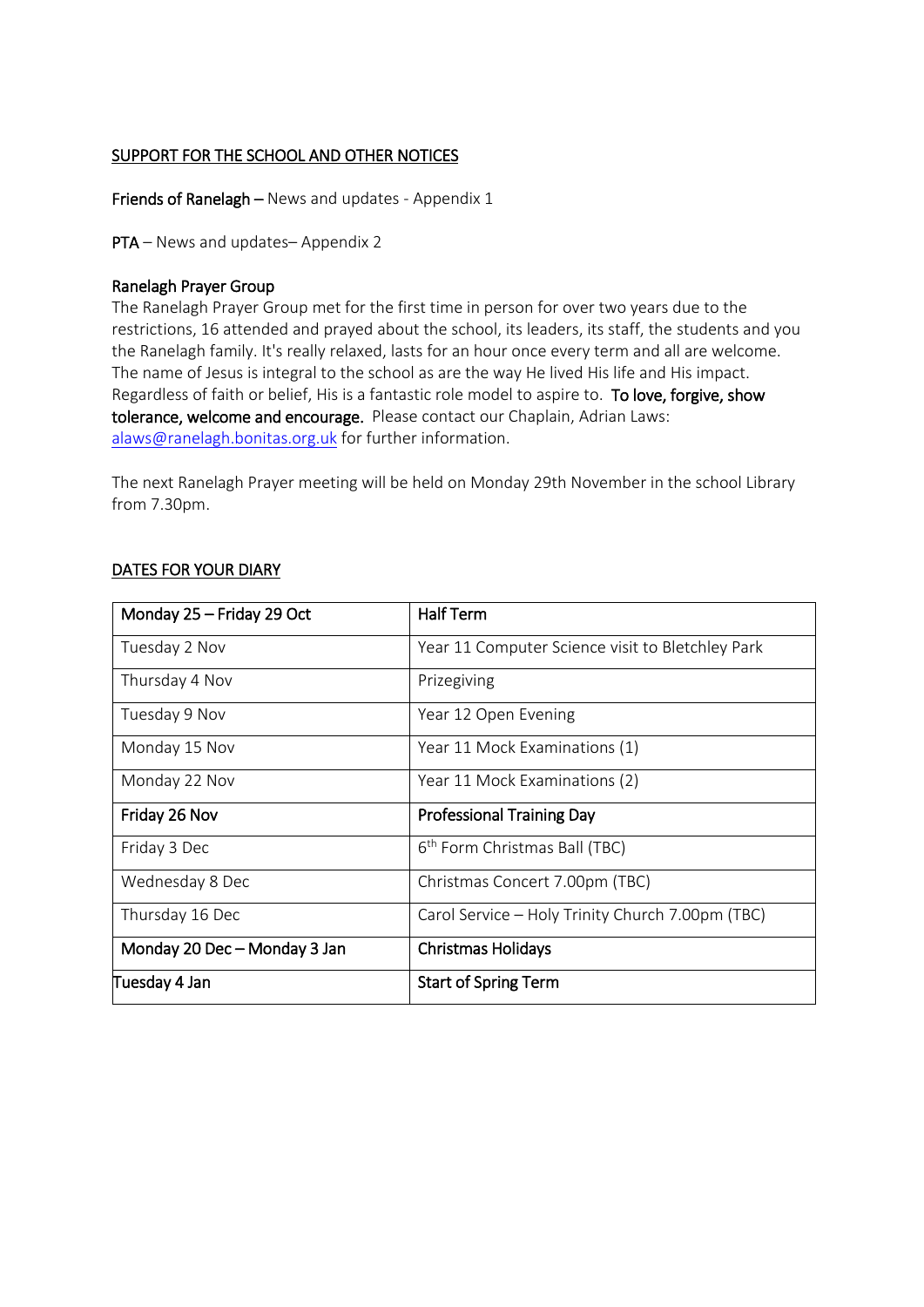## SUPPORT FOR THE SCHOOL AND OTHER NOTICES

**Friends of Ranelagh** – News and updates - Appendix 1

**PTA** – News and updates– Appendix 2

**Ranelagh Prayer Group**

The Ranelagh Prayer Group met for the first time in person for over two years due to the restrictions, 16 attended and prayed about the school, its leaders, its staff, the students and you the Ranelagh family. It's really relaxed, lasts for an hour once every term and all are welcome. The name of Jesus is integral to the school as are the way He lived His life and His impact. Regardless of faith or belief, His is a fantastic role model to aspire to. **To love, forgive, show tolerance, welcome and encourage.** Please contact our Chaplain, Adrian Laws: alaws@ranelagh.bonitas.org.uk for further information.

The next Ranelagh Prayer meeting will be held on Monday 29th November in the school Library from 7.30pm.

## DATES FOR YOUR DIARY

| **Monday 25 – Friday 29 Oct** | **Half Term** |
|---|---|
| Tuesday 2 Nov | Year 11 Computer Science visit to Bletchley Park |
| Thursday 4 Nov | Prizegiving |
| Tuesday 9 Nov | Year 12 Open Evening |
| Monday 15 Nov | Year 11 Mock Examinations (1) |
| Monday 22 Nov | Year 11 Mock Examinations (2) |
| **Friday 26 Nov** | **Professional Training Day** |
| Friday 3 Dec | 6th Form Christmas Ball (TBC) |
| Wednesday 8 Dec | Christmas Concert 7.00pm (TBC) |
| Thursday 16 Dec | Carol Service – Holy Trinity Church 7.00pm (TBC) |
| **Monday 20 Dec – Monday 3 Jan** | **Christmas Holidays** |
| **Tuesday 4 Jan** | **Start of Spring Term** |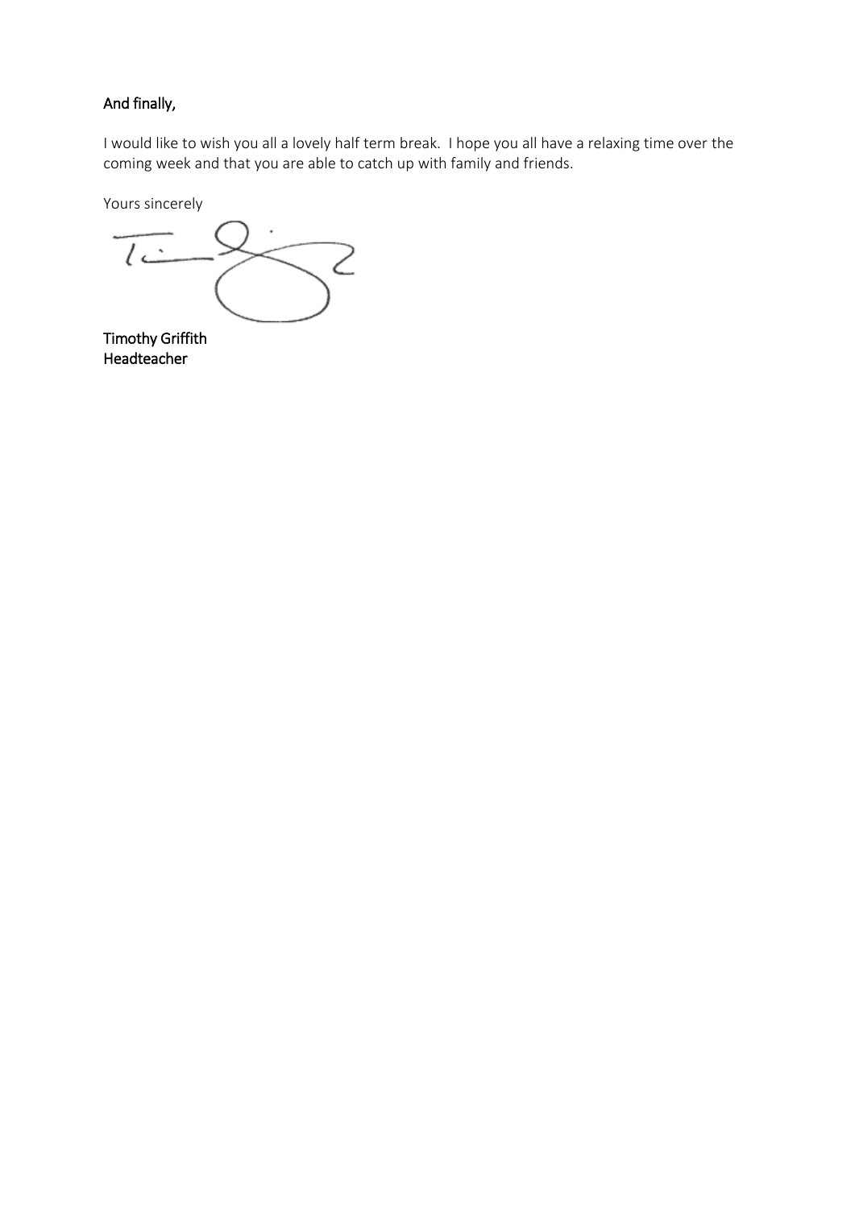**And finally,**

I would like to wish you all a lovely half term break. I hope you all have a relaxing time over the coming week and that you are able to catch up with family and friends.

Yours sincerely

Timothy Griffith
Headteacher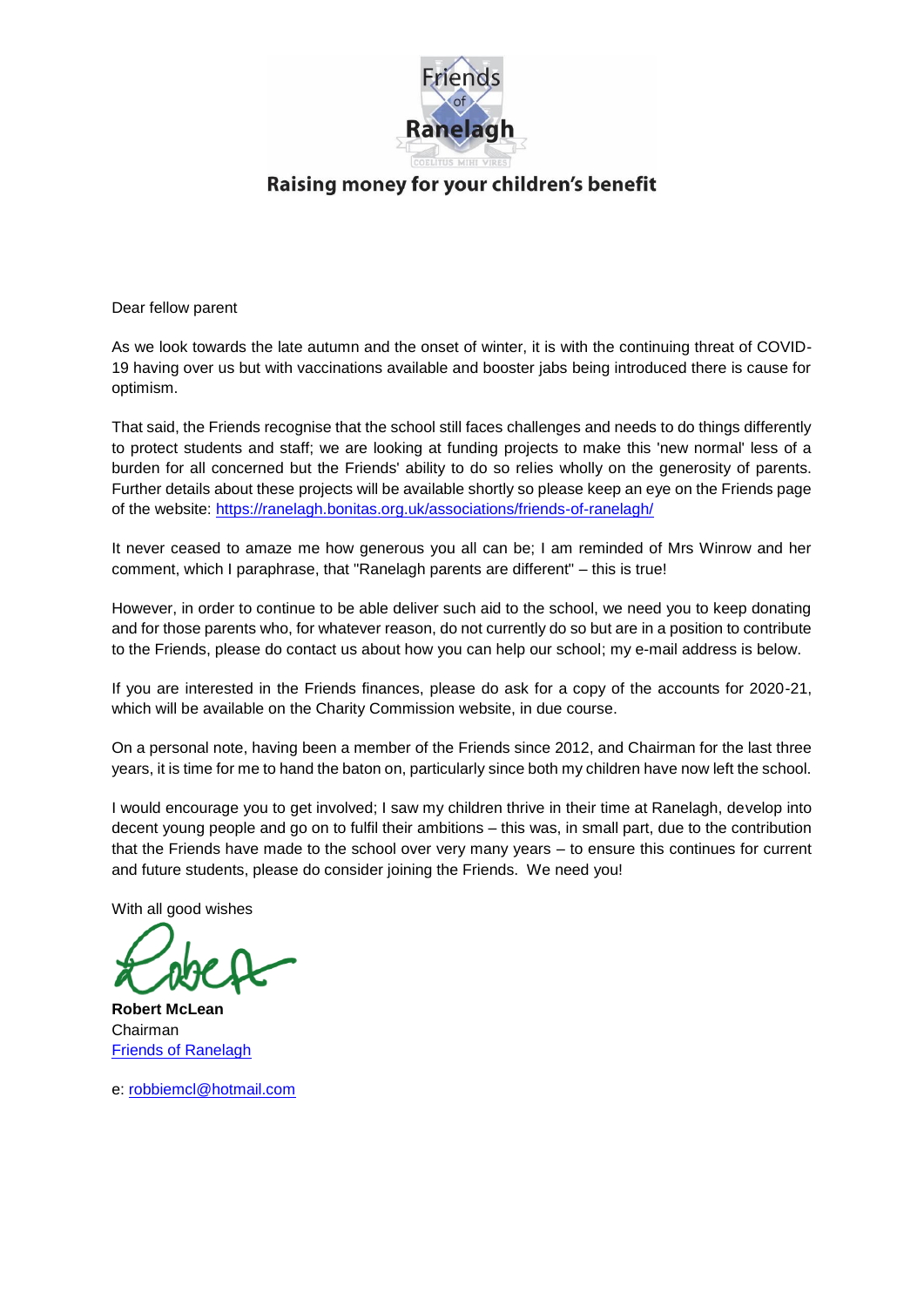Friends of Ranelagh

COELITUS MIHI VIRES

**Raising money for your children's benefit**

Dear fellow parent

As we look towards the late autumn and the onset of winter, it is with the continuing threat of COVID-19 having over us but with vaccinations available and booster jabs being introduced there is cause for optimism.

That said, the Friends recognise that the school still faces challenges and needs to do things differently to protect students and staff; we are looking at funding projects to make this 'new normal' less of a burden for all concerned but the Friends' ability to do so relies wholly on the generosity of parents. Further details about these projects will be available shortly so please keep an eye on the Friends page of the website: https://ranelagh.bonitas.org.uk/associations/friends-of-ranelagh/

It never ceased to amaze me how generous you all can be; I am reminded of Mrs Winrow and her comment, which I paraphrase, that "Ranelagh parents are different" – this is true!

However, in order to continue to be able deliver such aid to the school, we need you to keep donating and for those parents who, for whatever reason, do not currently do so but are in a position to contribute to the Friends, please do contact us about how you can help our school; my e-mail address is below.

If you are interested in the Friends finances, please do ask for a copy of the accounts for 2020-21, which will be available on the Charity Commission website, in due course.

On a personal note, having been a member of the Friends since 2012, and Chairman for the last three years, it is time for me to hand the baton on, particularly since both my children have now left the school.

I would encourage you to get involved; I saw my children thrive in their time at Ranelagh, develop into decent young people and go on to fulfil their ambitions – this was, in small part, due to the contribution that the Friends have made to the school over very many years – to ensure this continues for current and future students, please do consider joining the Friends. We need you!

With all good wishes

**Robert McLean**
Chairman
Friends of Ranelagh

e: robbiemcl@hotmail.com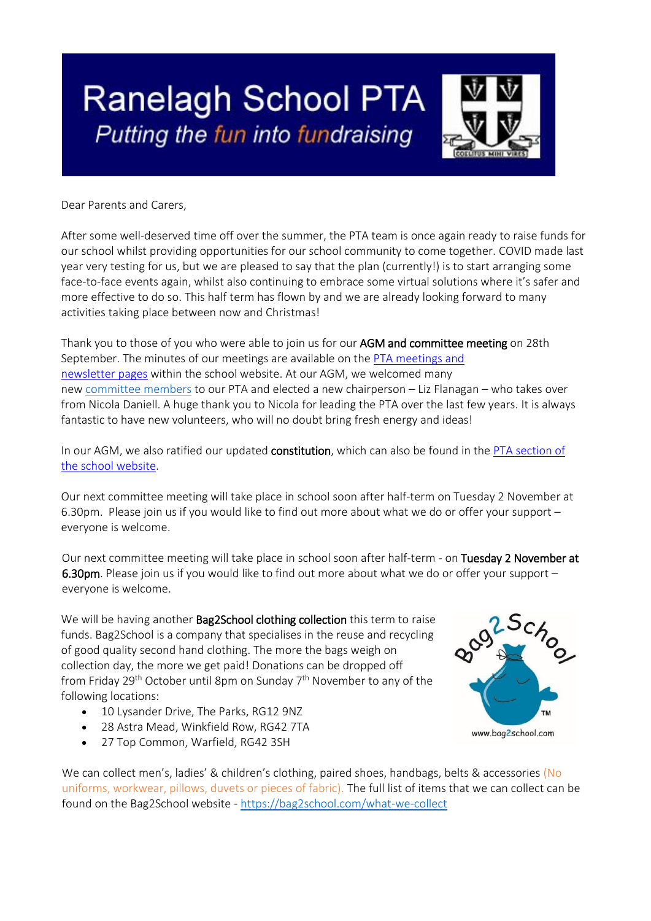# Ranelagh School PTA

*Putting the fun into fundraising*

Dear Parents and Carers,

After some well-deserved time off over the summer, the PTA team is once again ready to raise funds for our school whilst providing opportunities for our school community to come together. COVID made last year very testing for us, but we are pleased to say that the plan (currently!) is to start arranging some face-to-face events again, whilst also continuing to embrace some virtual solutions where it's safer and more effective to do so. This half term has flown by and we are already looking forward to many activities taking place between now and Christmas!

Thank you to those of you who were able to join us for our **AGM and committee meeting** on 28th September. The minutes of our meetings are available on the PTA meetings and newsletter pages within the school website. At our AGM, we welcomed many new committee members to our PTA and elected a new chairperson – Liz Flanagan – who takes over from Nicola Daniell. A huge thank you to Nicola for leading the PTA over the last few years. It is always fantastic to have new volunteers, who will no doubt bring fresh energy and ideas!

In our AGM, we also ratified our updated **constitution**, which can also be found in the PTA section of the school website.

Our next committee meeting will take place in school soon after half-term on Tuesday 2 November at 6.30pm. Please join us if you would like to find out more about what we do or offer your support – everyone is welcome.

Our next committee meeting will take place in school soon after half-term - on **Tuesday 2 November at 6.30pm**. Please join us if you would like to find out more about what we do or offer your support – everyone is welcome.

We will be having another **Bag2School clothing collection** this term to raise funds. Bag2School is a company that specialises in the reuse and recycling of good quality second hand clothing. The more the bags weigh on collection day, the more we get paid! Donations can be dropped off from Friday 29th October until 8pm on Sunday 7th November to any of the following locations:

- 10 Lysander Drive, The Parks, RG12 9NZ
- 28 Astra Mead, Winkfield Row, RG42 7TA
- 27 Top Common, Warfield, RG42 3SH

We can collect men's, ladies' & children's clothing, paired shoes, handbags, belts & accessories (No uniforms, workwear, pillows, duvets or pieces of fabric). The full list of items that we can collect can be found on the Bag2School website - https://bag2school.com/what-we-collect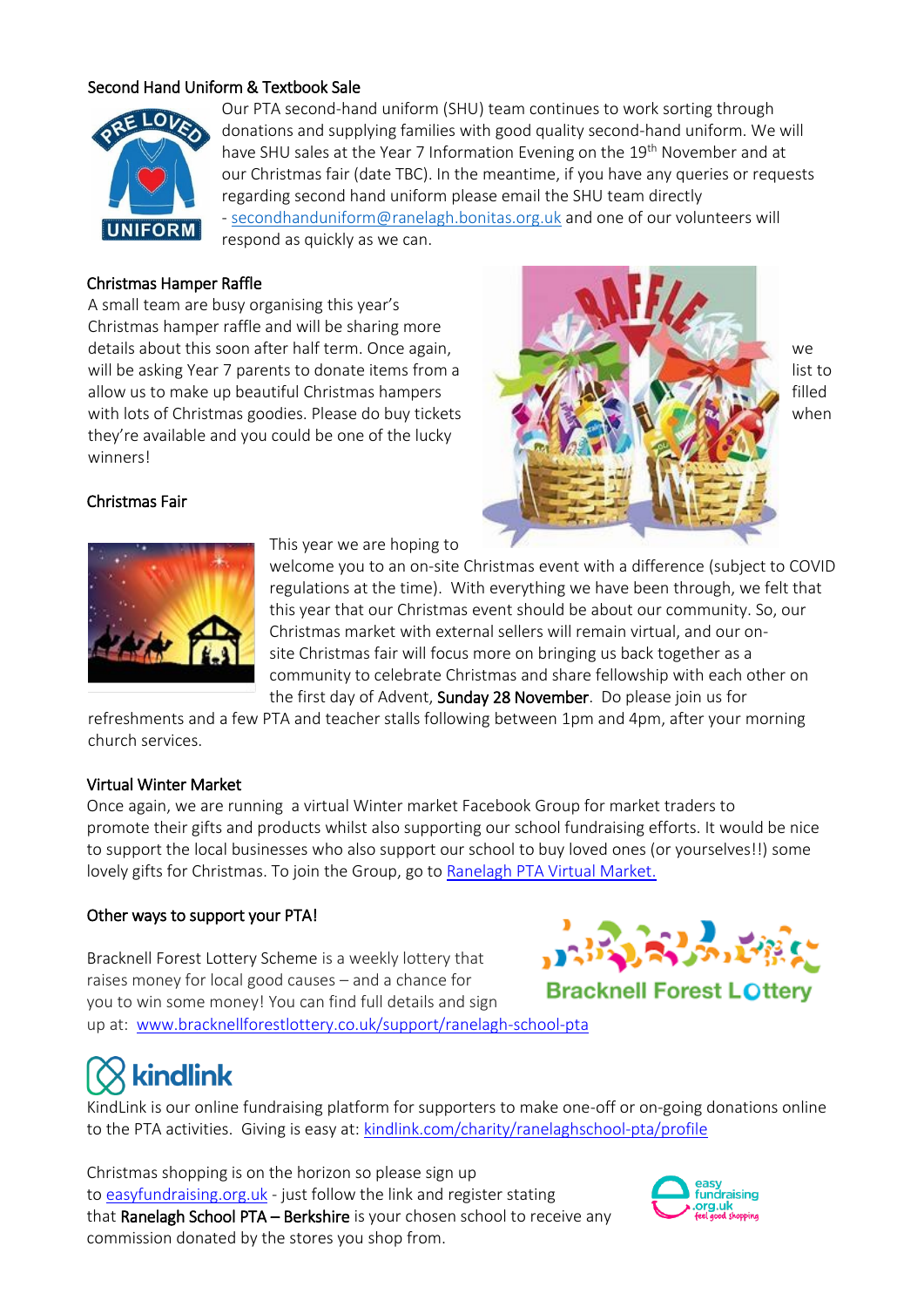## Second Hand Uniform & Textbook Sale

Our PTA second-hand uniform (SHU) team continues to work sorting through donations and supplying families with good quality second-hand uniform. We will have SHU sales at the Year 7 Information Evening on the 19th November and at our Christmas fair (date TBC). In the meantime, if you have any queries or requests regarding second hand uniform please email the SHU team directly - secondhanduniform@ranelagh.bonitas.org.uk and one of our volunteers will respond as quickly as we can.

## Christmas Hamper Raffle

A small team are busy organising this year's Christmas hamper raffle and will be sharing more details about this soon after half term. Once again, we will be asking Year 7 parents to donate items from a list to allow us to make up beautiful Christmas hampers filled with lots of Christmas goodies. Please do buy tickets when they're available and you could be one of the lucky winners!

## Christmas Fair

This year we are hoping to welcome you to an on-site Christmas event with a difference (subject to COVID regulations at the time). With everything we have been through, we felt that this year that our Christmas event should be about our community. So, our Christmas market with external sellers will remain virtual, and our on-site Christmas fair will focus more on bringing us back together as a community to celebrate Christmas and share fellowship with each other on the first day of Advent, **Sunday 28 November**. Do please join us for refreshments and a few PTA and teacher stalls following between 1pm and 4pm, after your morning church services.

## Virtual Winter Market

Once again, we are running a virtual Winter market Facebook Group for market traders to promote their gifts and products whilst also supporting our school fundraising efforts. It would be nice to support the local businesses who also support our school to buy loved ones (or yourselves!!) some lovely gifts for Christmas. To join the Group, go to Ranelagh PTA Virtual Market.

## Other ways to support your PTA!

Bracknell Forest Lottery Scheme is a weekly lottery that raises money for local good causes – and a chance for you to win some money! You can find full details and sign up at: www.bracknellforestlottery.co.uk/support/ranelagh-school-pta

KindLink is our online fundraising platform for supporters to make one-off or on-going donations online to the PTA activities. Giving is easy at: kindlink.com/charity/ranelaghschool-pta/profile

Christmas shopping is on the horizon so please sign up to easyfundraising.org.uk - just follow the link and register stating that **Ranelagh School PTA – Berkshire** is your chosen school to receive any commission donated by the stores you shop from.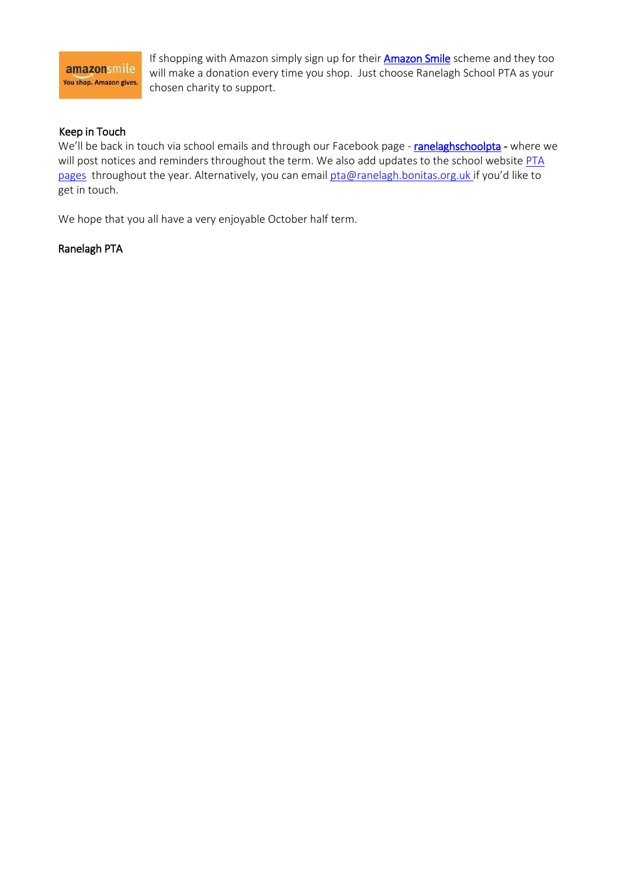If shopping with Amazon simply sign up for their Amazon Smile scheme and they too will make a donation every time you shop. Just choose Ranelagh School PTA as your chosen charity to support.

## Keep in Touch

We'll be back in touch via school emails and through our Facebook page - **ranelaghschoolpta** - where we will post notices and reminders throughout the term. We also add updates to the school website PTA pages throughout the year. Alternatively, you can email pta@ranelagh.bonitas.org.uk if you'd like to get in touch.

We hope that you all have a very enjoyable October half term.

Ranelagh PTA